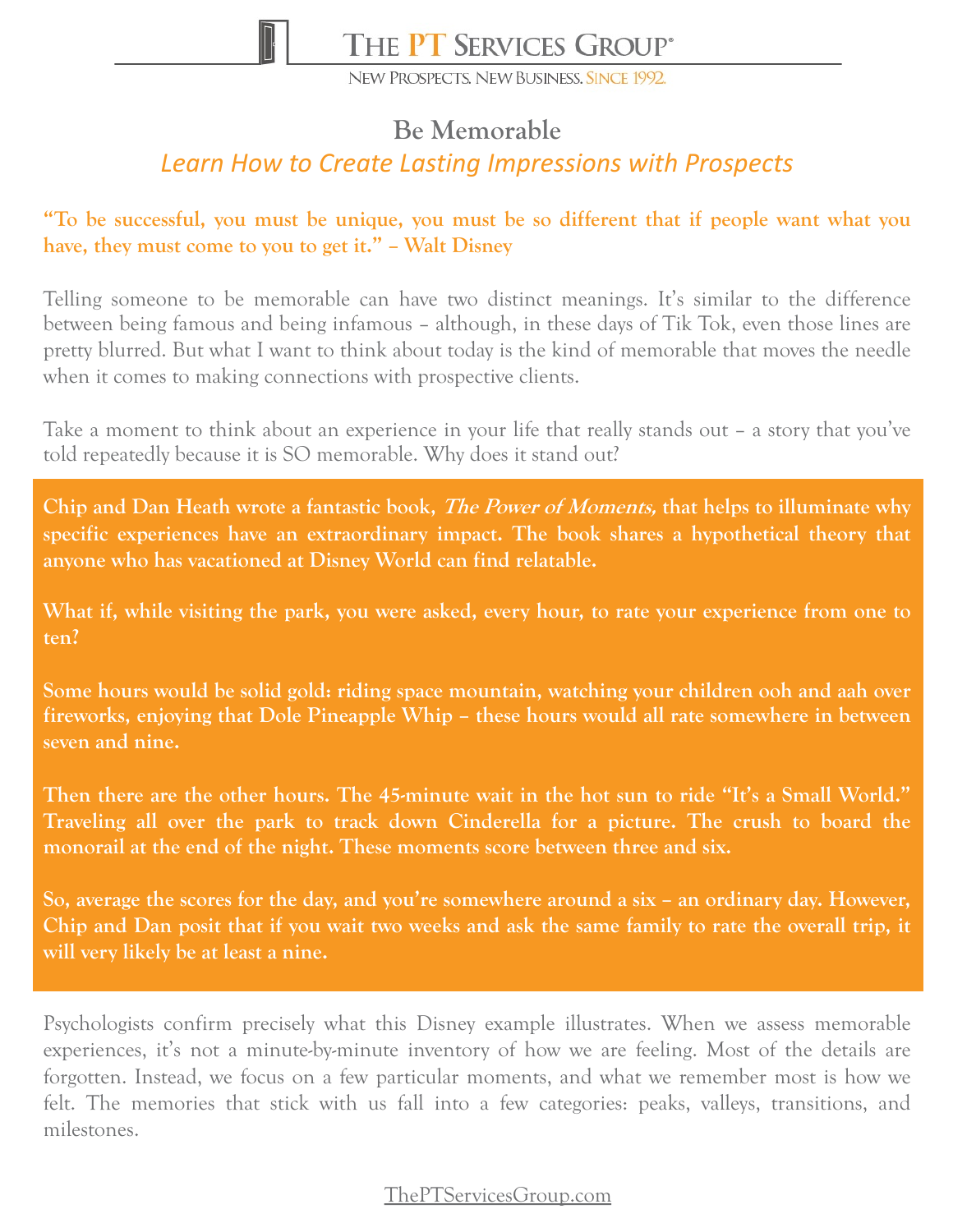# THE PT SERVICES GROUP®

NEW PROSPECTS. NEW BUSINESS. SINCE 1992.

## Be Memorable

### *Learn How to Create Lasting Impressions with Prospects*

**"To be successful, you must be unique, you must be so different that if people want what you have, they must come to you to get it." – Walt Disney**

Telling someone to be memorable can have two distinct meanings. It's similar to the difference between being famous and being infamous – although, in these days of Tik Tok, even those lines are pretty blurred. But what I want to think about today is the kind of memorable that moves the needle when it comes to making connections with prospective clients.

Take a moment to think about an experience in your life that really stands out – a story that you've told repeatedly because it is SO memorable. Why does it stand out?

**Chip and Dan Heath wrote a fantastic book, *The Power of Moments,* that helps to illuminate why specific experiences have an extraordinary impact. The book shares a hypothetical theory that anyone who has vacationed at Disney World can find relatable.**

**What if, while visiting the park, you were asked, every hour, to rate your experience from one to ten?**

**Some hours would be solid gold: riding space mountain, watching your children ooh and aah over fireworks, enjoying that Dole Pineapple Whip – these hours would all rate somewhere in between seven and nine.**

**Then there are the other hours. The 45-minute wait in the hot sun to ride "It's a Small World." Traveling all over the park to track down Cinderella for a picture. The crush to board the monorail at the end of the night. These moments score between three and six.**

**So, average the scores for the day, and you're somewhere around a six – an ordinary day. However, Chip and Dan posit that if you wait two weeks and ask the same family to rate the overall trip, it will very likely be at least a nine.**

Psychologists confirm precisely what this Disney example illustrates. When we assess memorable experiences, it's not a minute-by-minute inventory of how we are feeling. Most of the details are forgotten. Instead, we focus on a few particular moments, and what we remember most is how we felt. The memories that stick with us fall into a few categories: peaks, valleys, transitions, and milestones.

ThePTServicesGroup.com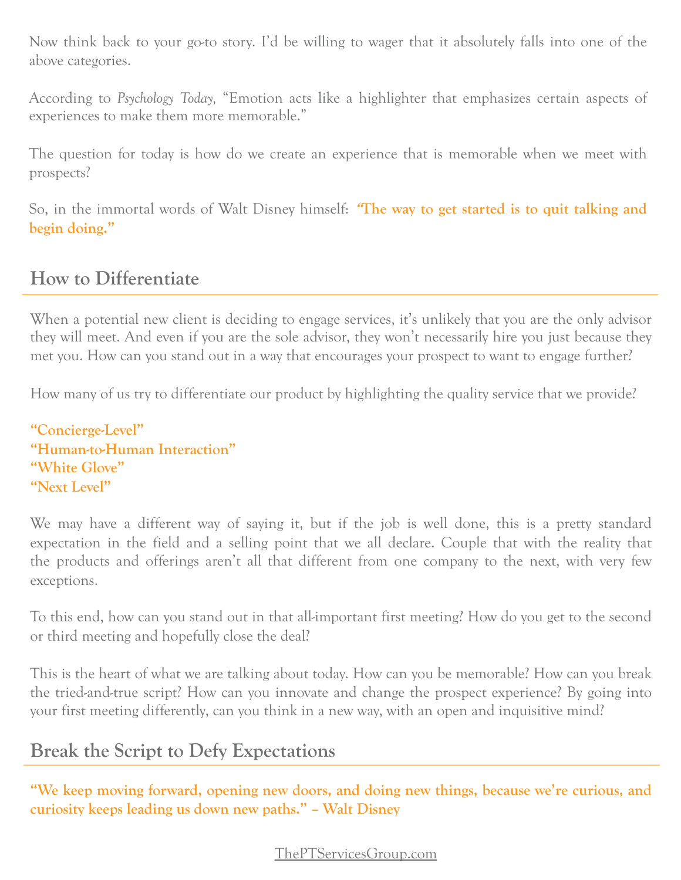Now think back to your go-to story. I'd be willing to wager that it absolutely falls into one of the above categories.

According to *Psychology Today*, "Emotion acts like a highlighter that emphasizes certain aspects of experiences to make them more memorable."

The question for today is how do we create an experience that is memorable when we meet with prospects?

So, in the immortal words of Walt Disney himself: **"The way to get started is to quit talking and begin doing."**

## How to Differentiate

When a potential new client is deciding to engage services, it's unlikely that you are the only advisor they will meet. And even if you are the sole advisor, they won't necessarily hire you just because they met you. How can you stand out in a way that encourages your prospect to want to engage further?

How many of us try to differentiate our product by highlighting the quality service that we provide?

**"Concierge-Level"**
**"Human-to-Human Interaction"**
**"White Glove"**
**"Next Level"**

We may have a different way of saying it, but if the job is well done, this is a pretty standard expectation in the field and a selling point that we all declare. Couple that with the reality that the products and offerings aren't all that different from one company to the next, with very few exceptions.

To this end, how can you stand out in that all-important first meeting? How do you get to the second or third meeting and hopefully close the deal?

This is the heart of what we are talking about today. How can you be memorable? How can you break the tried-and-true script? How can you innovate and change the prospect experience? By going into your first meeting differently, can you think in a new way, with an open and inquisitive mind?

## Break the Script to Defy Expectations

**"We keep moving forward, opening new doors, and doing new things, because we're curious, and curiosity keeps leading us down new paths." – Walt Disney**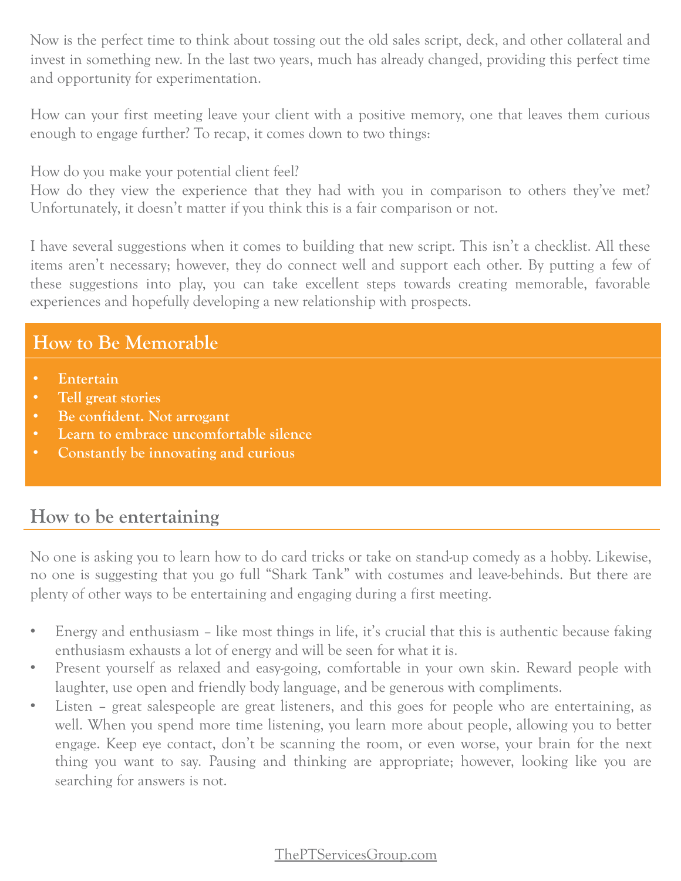Now is the perfect time to think about tossing out the old sales script, deck, and other collateral and invest in something new. In the last two years, much has already changed, providing this perfect time and opportunity for experimentation.

How can your first meeting leave your client with a positive memory, one that leaves them curious enough to engage further? To recap, it comes down to two things:

How do you make your potential client feel?
How do they view the experience that they had with you in comparison to others they've met? Unfortunately, it doesn't matter if you think this is a fair comparison or not.

I have several suggestions when it comes to building that new script. This isn't a checklist. All these items aren't necessary; however, they do connect well and support each other. By putting a few of these suggestions into play, you can take excellent steps towards creating memorable, favorable experiences and hopefully developing a new relationship with prospects.

## How to Be Memorable

- **Entertain**
- **Tell great stories**
- **Be confident. Not arrogant**
- **Learn to embrace uncomfortable silence**
- **Constantly be innovating and curious**

## How to be entertaining

No one is asking you to learn how to do card tricks or take on stand-up comedy as a hobby. Likewise, no one is suggesting that you go full "Shark Tank" with costumes and leave-behinds. But there are plenty of other ways to be entertaining and engaging during a first meeting.

- Energy and enthusiasm – like most things in life, it's crucial that this is authentic because faking enthusiasm exhausts a lot of energy and will be seen for what it is.
- Present yourself as relaxed and easy-going, comfortable in your own skin. Reward people with laughter, use open and friendly body language, and be generous with compliments.
- Listen – great salespeople are great listeners, and this goes for people who are entertaining, as well. When you spend more time listening, you learn more about people, allowing you to better engage. Keep eye contact, don't be scanning the room, or even worse, your brain for the next thing you want to say. Pausing and thinking are appropriate; however, looking like you are searching for answers is not.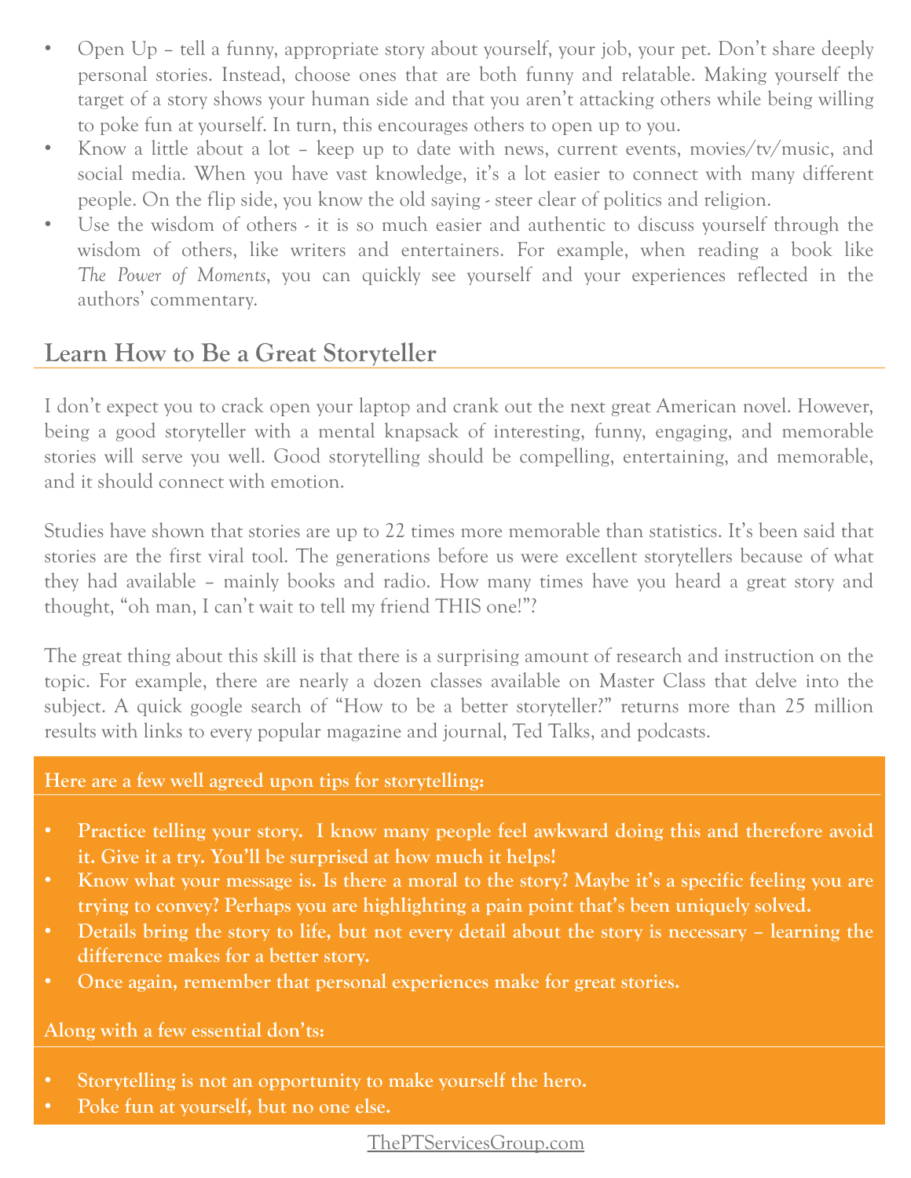- Open Up – tell a funny, appropriate story about yourself, your job, your pet. Don't share deeply personal stories. Instead, choose ones that are both funny and relatable. Making yourself the target of a story shows your human side and that you aren't attacking others while being willing to poke fun at yourself. In turn, this encourages others to open up to you.
- Know a little about a lot – keep up to date with news, current events, movies/tv/music, and social media. When you have vast knowledge, it's a lot easier to connect with many different people. On the flip side, you know the old saying - steer clear of politics and religion.
- Use the wisdom of others - it is so much easier and authentic to discuss yourself through the wisdom of others, like writers and entertainers. For example, when reading a book like *The Power of Moments*, you can quickly see yourself and your experiences reflected in the authors' commentary.

## Learn How to Be a Great Storyteller

I don't expect you to crack open your laptop and crank out the next great American novel. However, being a good storyteller with a mental knapsack of interesting, funny, engaging, and memorable stories will serve you well. Good storytelling should be compelling, entertaining, and memorable, and it should connect with emotion.

Studies have shown that stories are up to 22 times more memorable than statistics. It's been said that stories are the first viral tool. The generations before us were excellent storytellers because of what they had available – mainly books and radio. How many times have you heard a great story and thought, "oh man, I can't wait to tell my friend THIS one!"?

The great thing about this skill is that there is a surprising amount of research and instruction on the topic. For example, there are nearly a dozen classes available on Master Class that delve into the subject. A quick google search of "How to be a better storyteller?" returns more than 25 million results with links to every popular magazine and journal, Ted Talks, and podcasts.

**Here are a few well agreed upon tips for storytelling:**

- **Practice telling your story. I know many people feel awkward doing this and therefore avoid it. Give it a try. You'll be surprised at how much it helps!**
- **Know what your message is. Is there a moral to the story? Maybe it's a specific feeling you are trying to convey? Perhaps you are highlighting a pain point that's been uniquely solved.**
- **Details bring the story to life, but not every detail about the story is necessary – learning the difference makes for a better story.**
- **Once again, remember that personal experiences make for great stories.**

**Along with a few essential don'ts:**

- **Storytelling is not an opportunity to make yourself the hero.**
- **Poke fun at yourself, but no one else.**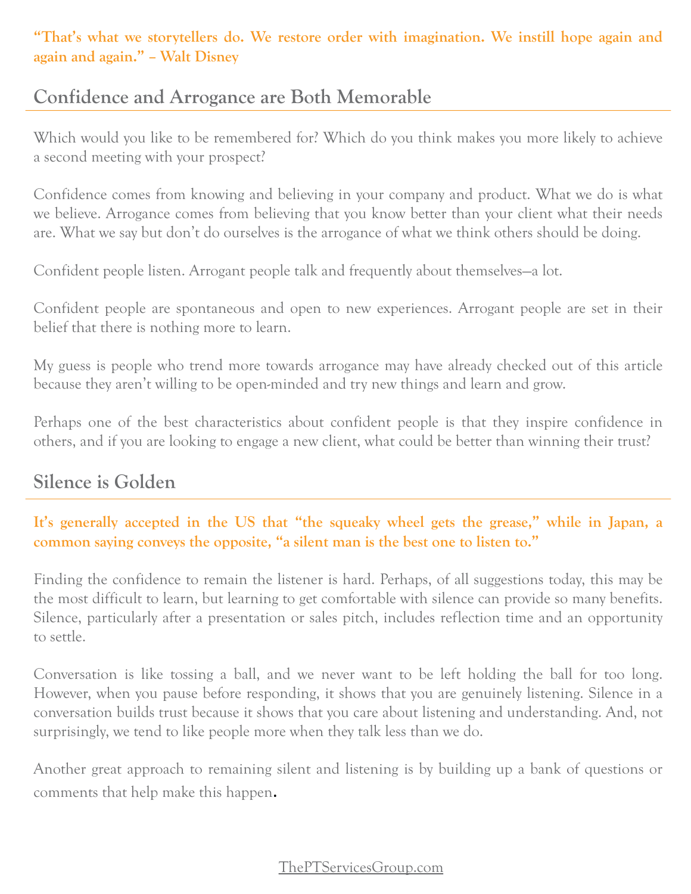**"That's what we storytellers do. We restore order with imagination. We instill hope again and again and again." – Walt Disney**

## Confidence and Arrogance are Both Memorable

Which would you like to be remembered for? Which do you think makes you more likely to achieve a second meeting with your prospect?

Confidence comes from knowing and believing in your company and product. What we do is what we believe. Arrogance comes from believing that you know better than your client what their needs are. What we say but don't do ourselves is the arrogance of what we think others should be doing.

Confident people listen. Arrogant people talk and frequently about themselves—a lot.

Confident people are spontaneous and open to new experiences. Arrogant people are set in their belief that there is nothing more to learn.

My guess is people who trend more towards arrogance may have already checked out of this article because they aren't willing to be open-minded and try new things and learn and grow.

Perhaps one of the best characteristics about confident people is that they inspire confidence in others, and if you are looking to engage a new client, what could be better than winning their trust?

## Silence is Golden

**It's generally accepted in the US that "the squeaky wheel gets the grease," while in Japan, a common saying conveys the opposite, "a silent man is the best one to listen to."**

Finding the confidence to remain the listener is hard. Perhaps, of all suggestions today, this may be the most difficult to learn, but learning to get comfortable with silence can provide so many benefits. Silence, particularly after a presentation or sales pitch, includes reflection time and an opportunity to settle.

Conversation is like tossing a ball, and we never want to be left holding the ball for too long. However, when you pause before responding, it shows that you are genuinely listening. Silence in a conversation builds trust because it shows that you care about listening and understanding. And, not surprisingly, we tend to like people more when they talk less than we do.

Another great approach to remaining silent and listening is by building up a bank of questions or comments that help make this happen.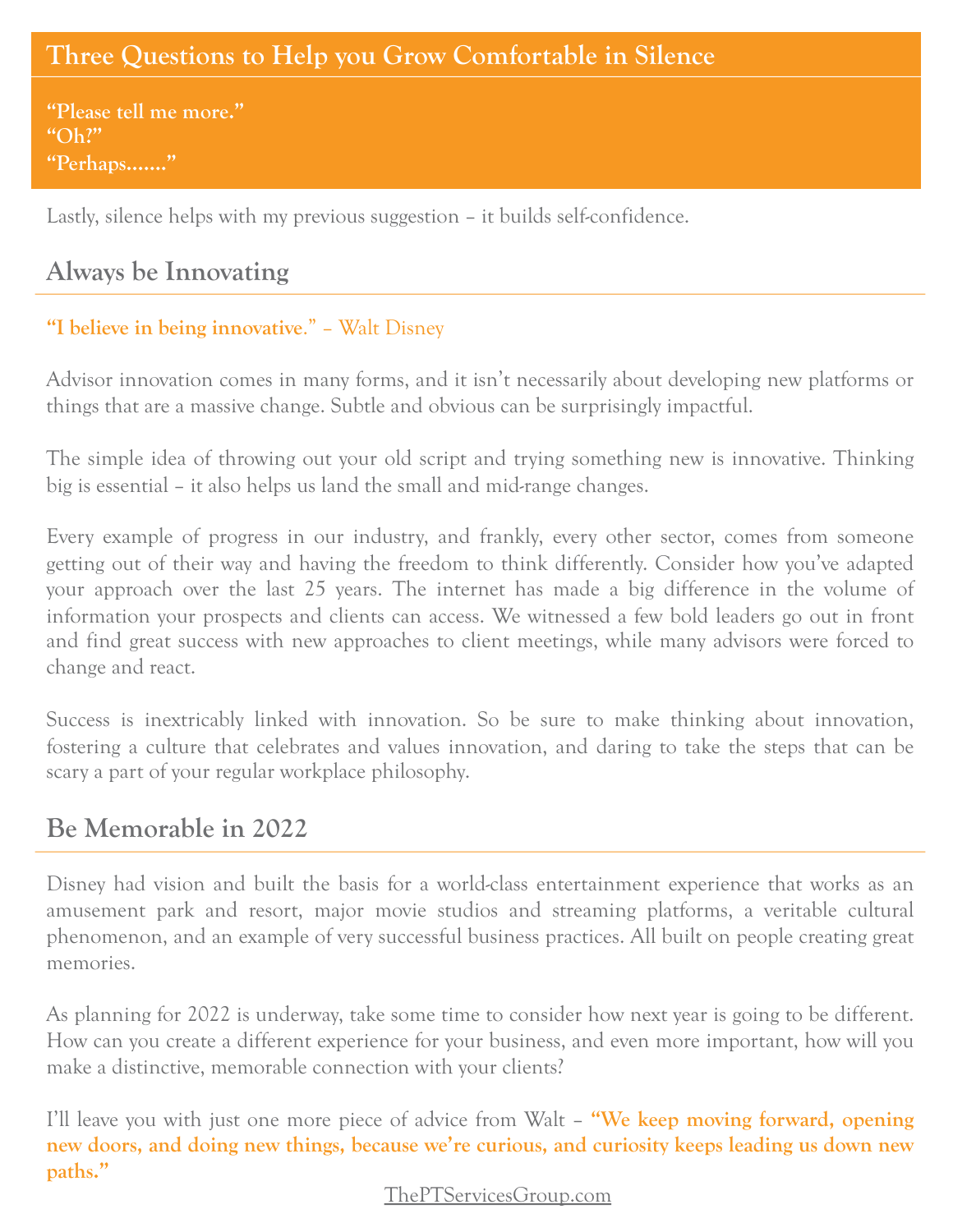## Three Questions to Help you Grow Comfortable in Silence

**"Please tell me more."**
**"Oh?"**
**"Perhaps......."**

Lastly, silence helps with my previous suggestion – it builds self-confidence.

## Always be Innovating

**"I believe in being innovative**." – Walt Disney

Advisor innovation comes in many forms, and it isn't necessarily about developing new platforms or things that are a massive change. Subtle and obvious can be surprisingly impactful.

The simple idea of throwing out your old script and trying something new is innovative. Thinking big is essential – it also helps us land the small and mid-range changes.

Every example of progress in our industry, and frankly, every other sector, comes from someone getting out of their way and having the freedom to think differently. Consider how you've adapted your approach over the last 25 years. The internet has made a big difference in the volume of information your prospects and clients can access. We witnessed a few bold leaders go out in front and find great success with new approaches to client meetings, while many advisors were forced to change and react.

Success is inextricably linked with innovation. So be sure to make thinking about innovation, fostering a culture that celebrates and values innovation, and daring to take the steps that can be scary a part of your regular workplace philosophy.

## Be Memorable in 2022

Disney had vision and built the basis for a world-class entertainment experience that works as an amusement park and resort, major movie studios and streaming platforms, a veritable cultural phenomenon, and an example of very successful business practices. All built on people creating great memories.

As planning for 2022 is underway, take some time to consider how next year is going to be different. How can you create a different experience for your business, and even more important, how will you make a distinctive, memorable connection with your clients?

I'll leave you with just one more piece of advice from Walt – **"We keep moving forward, opening new doors, and doing new things, because we're curious, and curiosity keeps leading us down new paths."**

ThePTServicesGroup.com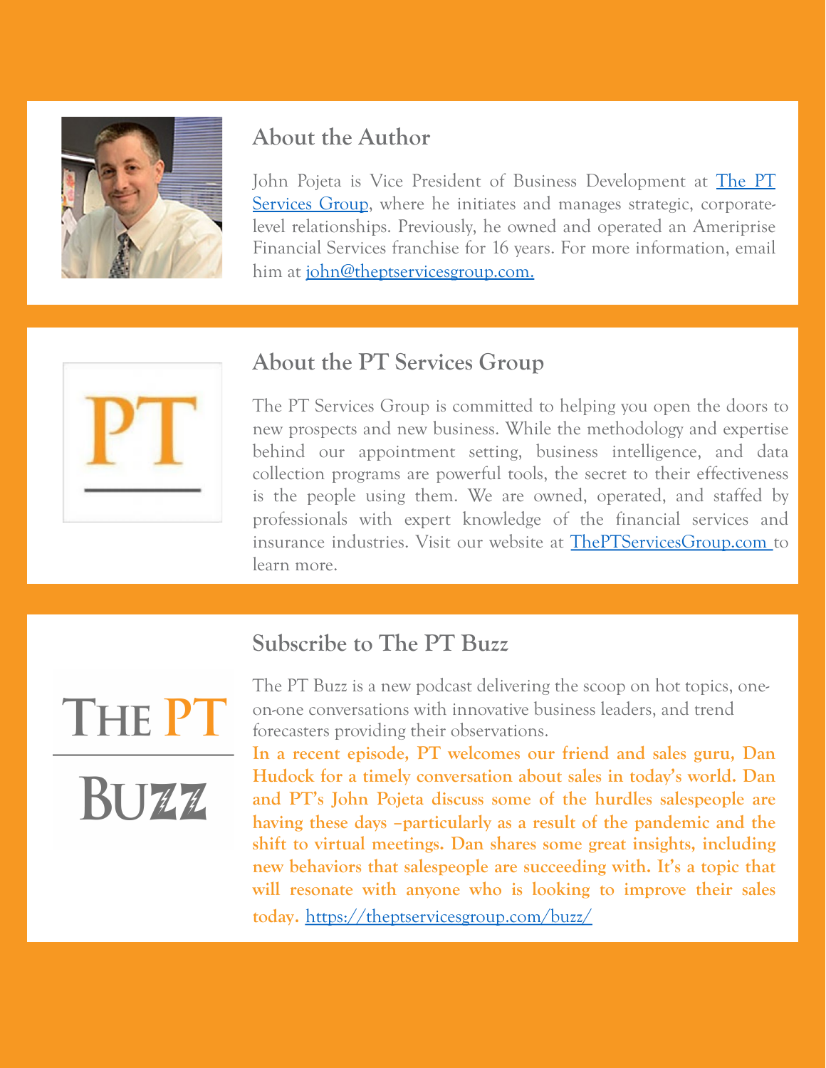## About the Author

John Pojeta is Vice President of Business Development at [The PT Services Group](https://theptservicesgroup.com), where he initiates and manages strategic, corporate-level relationships. Previously, he owned and operated an Ameriprise Financial Services franchise for 16 years. For more information, email him at [john@theptservicesgroup.com.](mailto:john@theptservicesgroup.com)

## About the PT Services Group

The PT Services Group is committed to helping you open the doors to new prospects and new business. While the methodology and expertise behind our appointment setting, business intelligence, and data collection programs are powerful tools, the secret to their effectiveness is the people using them. We are owned, operated, and staffed by professionals with expert knowledge of the financial services and insurance industries. Visit our website at [ThePTServicesGroup.com](https://ThePTServicesGroup.com) to learn more.

## Subscribe to The PT Buzz

The PT Buzz is a new podcast delivering the scoop on hot topics, one-on-one conversations with innovative business leaders, and trend forecasters providing their observations.

**In a recent episode, PT welcomes our friend and sales guru, Dan Hudock for a timely conversation about sales in today's world. Dan and PT's John Pojeta discuss some of the hurdles salespeople are having these days –particularly as a result of the pandemic and the shift to virtual meetings. Dan shares some great insights, including new behaviors that salespeople are succeeding with. It's a topic that will resonate with anyone who is looking to improve their sales today.** https://theptservicesgroup.com/buzz/